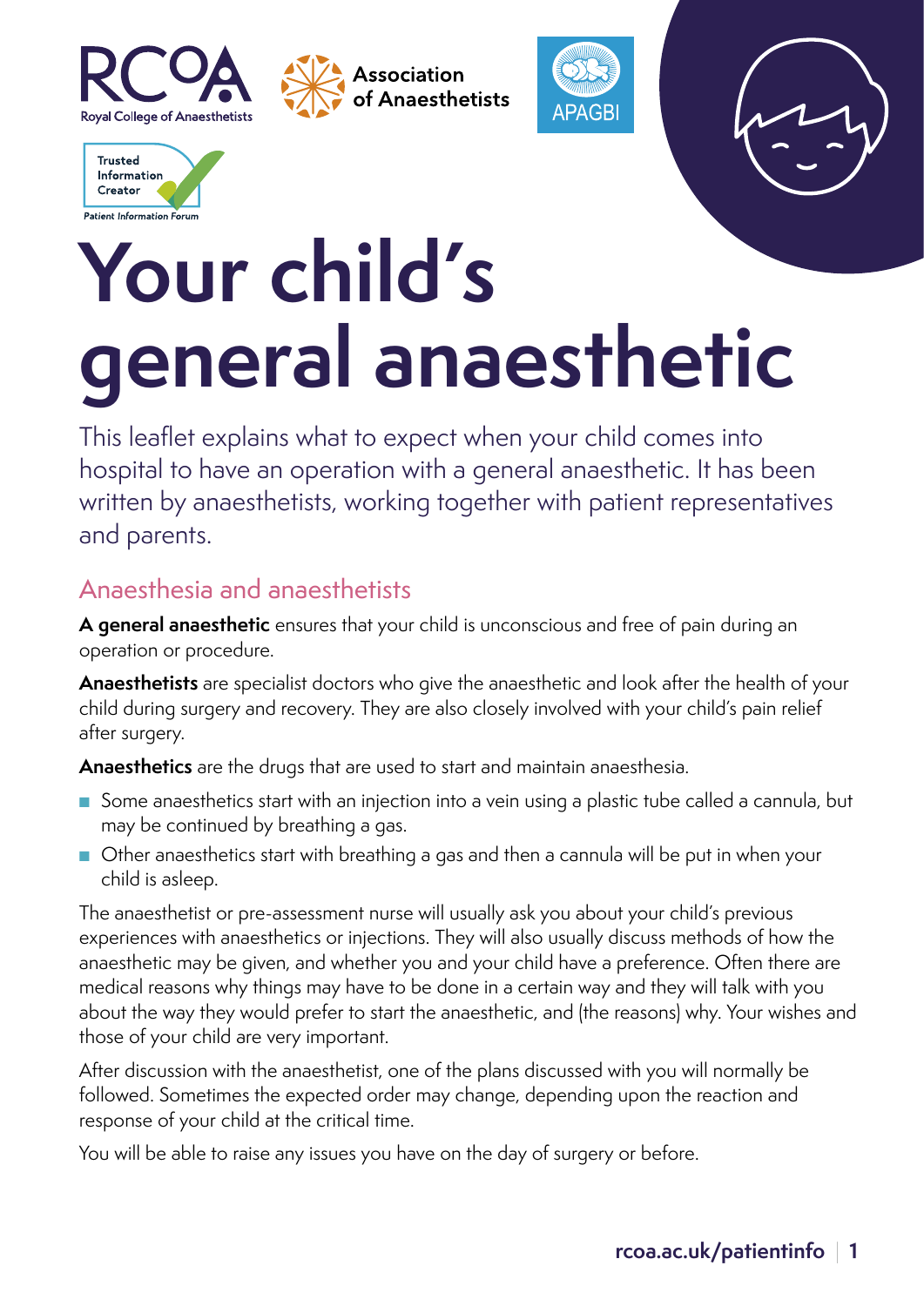# Your child's general anaesthetic

This leaflet explains what to expect when your child comes into hospital to have an operation with a general anaesthetic. It has been written by anaesthetists, working together with patient representatives and parents.

## Anaesthesia and anaesthetists

**A general anaesthetic** ensures that your child is unconscious and free of pain during an operation or procedure.

**Anaesthetists** are specialist doctors who give the anaesthetic and look after the health of your child during surgery and recovery. They are also closely involved with your child's pain relief after surgery.

**Anaesthetics** are the drugs that are used to start and maintain anaesthesia.

- Some anaesthetics start with an injection into a vein using a plastic tube called a cannula, but may be continued by breathing a gas.
- Other anaesthetics start with breathing a gas and then a cannula will be put in when your child is asleep.

The anaesthetist or pre-assessment nurse will usually ask you about your child's previous experiences with anaesthetics or injections. They will also usually discuss methods of how the anaesthetic may be given, and whether you and your child have a preference. Often there are medical reasons why things may have to be done in a certain way and they will talk with you about the way they would prefer to start the anaesthetic, and (the reasons) why. Your wishes and those of your child are very important.

After discussion with the anaesthetist, one of the plans discussed with you will normally be followed. Sometimes the expected order may change, depending upon the reaction and response of your child at the critical time.

You will be able to raise any issues you have on the day of surgery or before.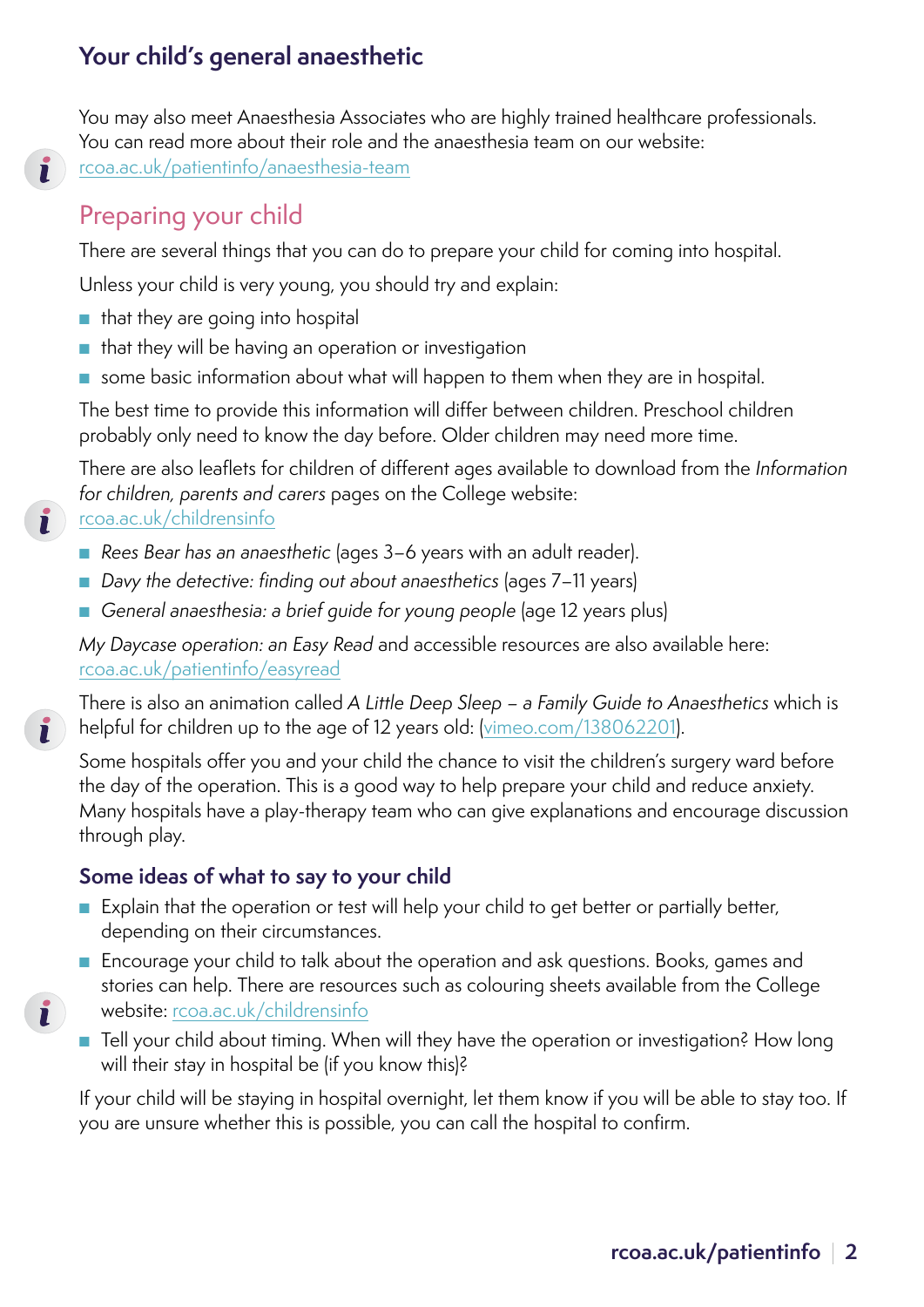You may also meet Anaesthesia Associates who are highly trained healthcare professionals. You can read more about their role and the anaesthesia team on our website: rcoa.ac.uk/patientinfo/anaesthesia-team

## Preparing your child

There are several things that you can do to prepare your child for coming into hospital.

Unless your child is very young, you should try and explain:

- that they are going into hospital
- that they will be having an operation or investigation
- some basic information about what will happen to them when they are in hospital.

The best time to provide this information will differ between children. Preschool children probably only need to know the day before. Older children may need more time.

There are also leaflets for children of different ages available to download from the *Information for children, parents and carers* pages on the College website: rcoa.ac.uk/childrensinfo

- *Rees Bear has an anaesthetic* (ages 3–6 years with an adult reader).
- *Davy the detective: finding out about anaesthetics* (ages 7–11 years)
- *General anaesthesia: a brief guide for young people* (age 12 years plus)

*My Daycase operation: an Easy Read* and accessible resources are also available here: rcoa.ac.uk/patientinfo/easyread

There is also an animation called *A Little Deep Sleep – a Family Guide to Anaesthetics* which is helpful for children up to the age of 12 years old: (vimeo.com/138062201).

Some hospitals offer you and your child the chance to visit the children's surgery ward before the day of the operation. This is a good way to help prepare your child and reduce anxiety. Many hospitals have a play-therapy team who can give explanations and encourage discussion through play.

### Some ideas of what to say to your child

- Explain that the operation or test will help your child to get better or partially better, depending on their circumstances.
- Encourage your child to talk about the operation and ask questions. Books, games and stories can help. There are resources such as colouring sheets available from the College website: rcoa.ac.uk/childrensinfo
- Tell your child about timing. When will they have the operation or investigation? How long will their stay in hospital be (if you know this)?

If your child will be staying in hospital overnight, let them know if you will be able to stay too. If you are unsure whether this is possible, you can call the hospital to confirm.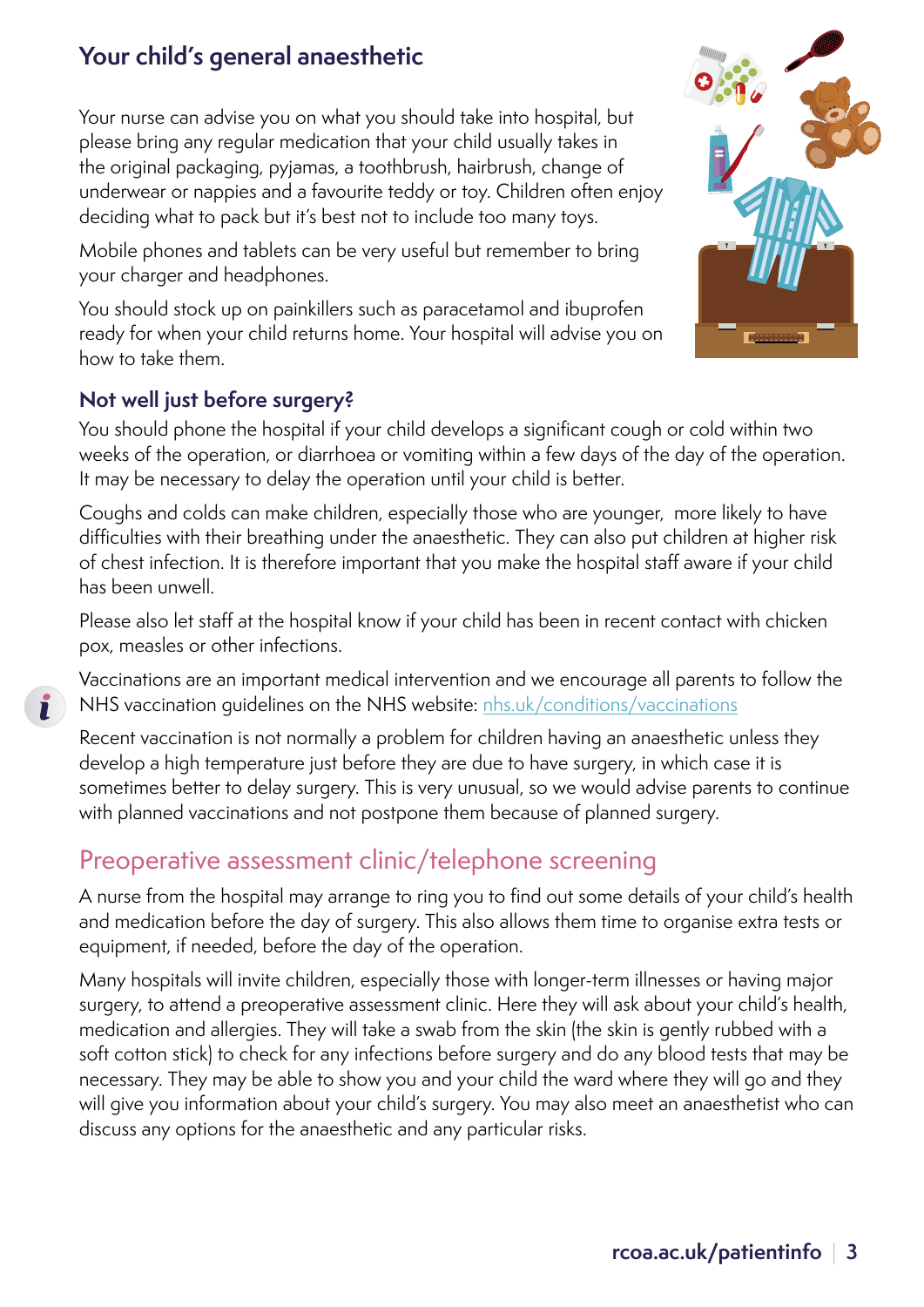## Your child's general anaesthetic

Your nurse can advise you on what you should take into hospital, but please bring any regular medication that your child usually takes in the original packaging, pyjamas, a toothbrush, hairbrush, change of underwear or nappies and a favourite teddy or toy. Children often enjoy deciding what to pack but it's best not to include too many toys.

Mobile phones and tablets can be very useful but remember to bring your charger and headphones.

You should stock up on painkillers such as paracetamol and ibuprofen ready for when your child returns home. Your hospital will advise you on how to take them.

### Not well just before surgery?

You should phone the hospital if your child develops a significant cough or cold within two weeks of the operation, or diarrhoea or vomiting within a few days of the day of the operation. It may be necessary to delay the operation until your child is better.

Coughs and colds can make children, especially those who are younger, more likely to have difficulties with their breathing under the anaesthetic. They can also put children at higher risk of chest infection. It is therefore important that you make the hospital staff aware if your child has been unwell.

Please also let staff at the hospital know if your child has been in recent contact with chicken pox, measles or other infections.

Vaccinations are an important medical intervention and we encourage all parents to follow the NHS vaccination guidelines on the NHS website: [nhs.uk/conditions/vaccinations](https://nhs.uk/conditions/vaccinations)

Recent vaccination is not normally a problem for children having an anaesthetic unless they develop a high temperature just before they are due to have surgery, in which case it is sometimes better to delay surgery. This is very unusual, so we would advise parents to continue with planned vaccinations and not postpone them because of planned surgery.

## Preoperative assessment clinic/telephone screening

A nurse from the hospital may arrange to ring you to find out some details of your child's health and medication before the day of surgery. This also allows them time to organise extra tests or equipment, if needed, before the day of the operation.

Many hospitals will invite children, especially those with longer-term illnesses or having major surgery, to attend a preoperative assessment clinic. Here they will ask about your child's health, medication and allergies. They will take a swab from the skin (the skin is gently rubbed with a soft cotton stick) to check for any infections before surgery and do any blood tests that may be necessary. They may be able to show you and your child the ward where they will go and they will give you information about your child's surgery. You may also meet an anaesthetist who can discuss any options for the anaesthetic and any particular risks.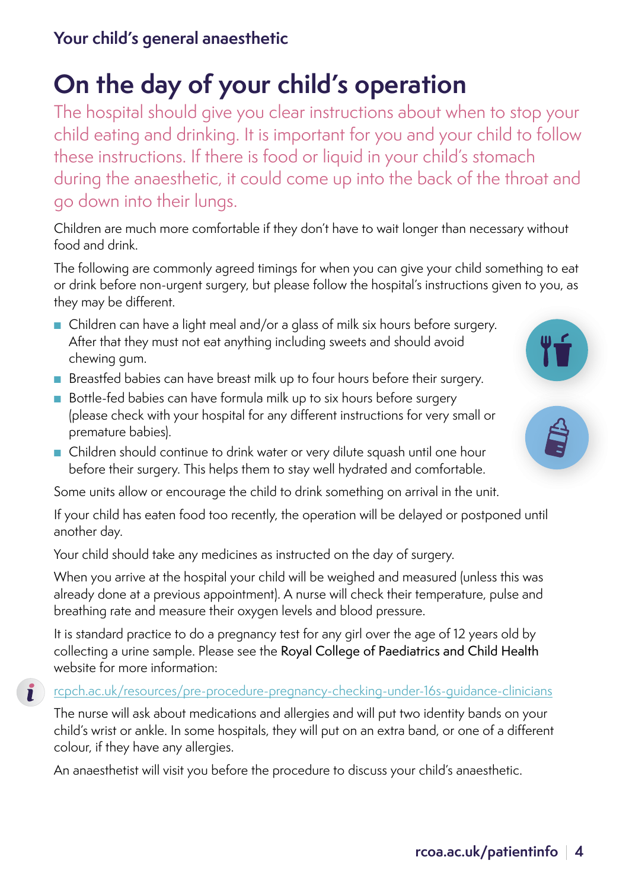# On the day of your child's operation

The hospital should give you clear instructions about when to stop your child eating and drinking. It is important for you and your child to follow these instructions. If there is food or liquid in your child's stomach during the anaesthetic, it could come up into the back of the throat and go down into their lungs.

Children are much more comfortable if they don't have to wait longer than necessary without food and drink.

The following are commonly agreed timings for when you can give your child something to eat or drink before non-urgent surgery, but please follow the hospital's instructions given to you, as they may be different.

- Children can have a light meal and/or a glass of milk six hours before surgery. After that they must not eat anything including sweets and should avoid chewing gum.
- Breastfed babies can have breast milk up to four hours before their surgery.
- Bottle-fed babies can have formula milk up to six hours before surgery (please check with your hospital for any different instructions for very small or premature babies).
- Children should continue to drink water or very dilute squash until one hour before their surgery. This helps them to stay well hydrated and comfortable.

Some units allow or encourage the child to drink something on arrival in the unit.

If your child has eaten food too recently, the operation will be delayed or postponed until another day.

Your child should take any medicines as instructed on the day of surgery.

When you arrive at the hospital your child will be weighed and measured (unless this was already done at a previous appointment). A nurse will check their temperature, pulse and breathing rate and measure their oxygen levels and blood pressure.

It is standard practice to do a pregnancy test for any girl over the age of 12 years old by collecting a urine sample. Please see the Royal College of Paediatrics and Child Health website for more information:

rcpch.ac.uk/resources/pre-procedure-pregnancy-checking-under-16s-guidance-clinicians

The nurse will ask about medications and allergies and will put two identity bands on your child's wrist or ankle. In some hospitals, they will put on an extra band, or one of a different colour, if they have any allergies.

An anaesthetist will visit you before the procedure to discuss your child's anaesthetic.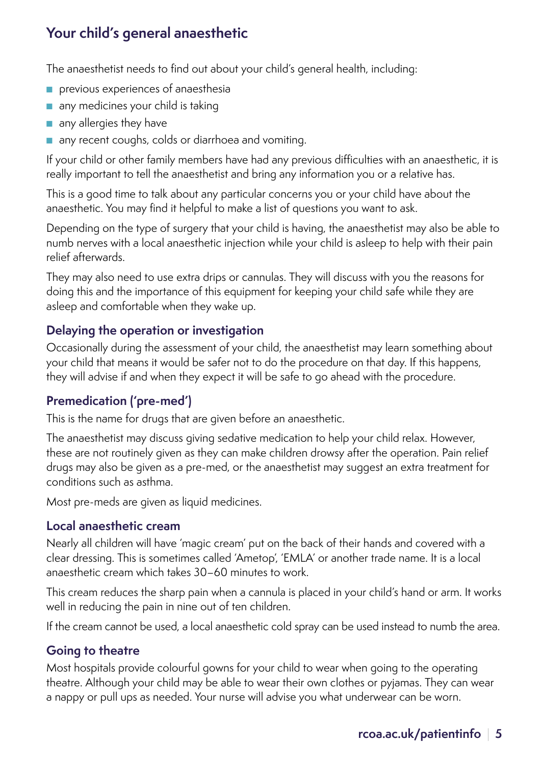## Your child's general anaesthetic

The anaesthetist needs to find out about your child's general health, including:

- previous experiences of anaesthesia
- any medicines your child is taking
- any allergies they have
- any recent coughs, colds or diarrhoea and vomiting.

If your child or other family members have had any previous difficulties with an anaesthetic, it is really important to tell the anaesthetist and bring any information you or a relative has.

This is a good time to talk about any particular concerns you or your child have about the anaesthetic. You may find it helpful to make a list of questions you want to ask.

Depending on the type of surgery that your child is having, the anaesthetist may also be able to numb nerves with a local anaesthetic injection while your child is asleep to help with their pain relief afterwards.

They may also need to use extra drips or cannulas. They will discuss with you the reasons for doing this and the importance of this equipment for keeping your child safe while they are asleep and comfortable when they wake up.

### Delaying the operation or investigation

Occasionally during the assessment of your child, the anaesthetist may learn something about your child that means it would be safer not to do the procedure on that day. If this happens, they will advise if and when they expect it will be safe to go ahead with the procedure.

### Premedication ('pre-med')

This is the name for drugs that are given before an anaesthetic.

The anaesthetist may discuss giving sedative medication to help your child relax. However, these are not routinely given as they can make children drowsy after the operation. Pain relief drugs may also be given as a pre-med, or the anaesthetist may suggest an extra treatment for conditions such as asthma.

Most pre-meds are given as liquid medicines.

### Local anaesthetic cream

Nearly all children will have 'magic cream' put on the back of their hands and covered with a clear dressing. This is sometimes called 'Ametop', 'EMLA' or another trade name. It is a local anaesthetic cream which takes 30–60 minutes to work.

This cream reduces the sharp pain when a cannula is placed in your child's hand or arm. It works well in reducing the pain in nine out of ten children.

If the cream cannot be used, a local anaesthetic cold spray can be used instead to numb the area.

### Going to theatre

Most hospitals provide colourful gowns for your child to wear when going to the operating theatre. Although your child may be able to wear their own clothes or pyjamas. They can wear a nappy or pull ups as needed. Your nurse will advise you what underwear can be worn.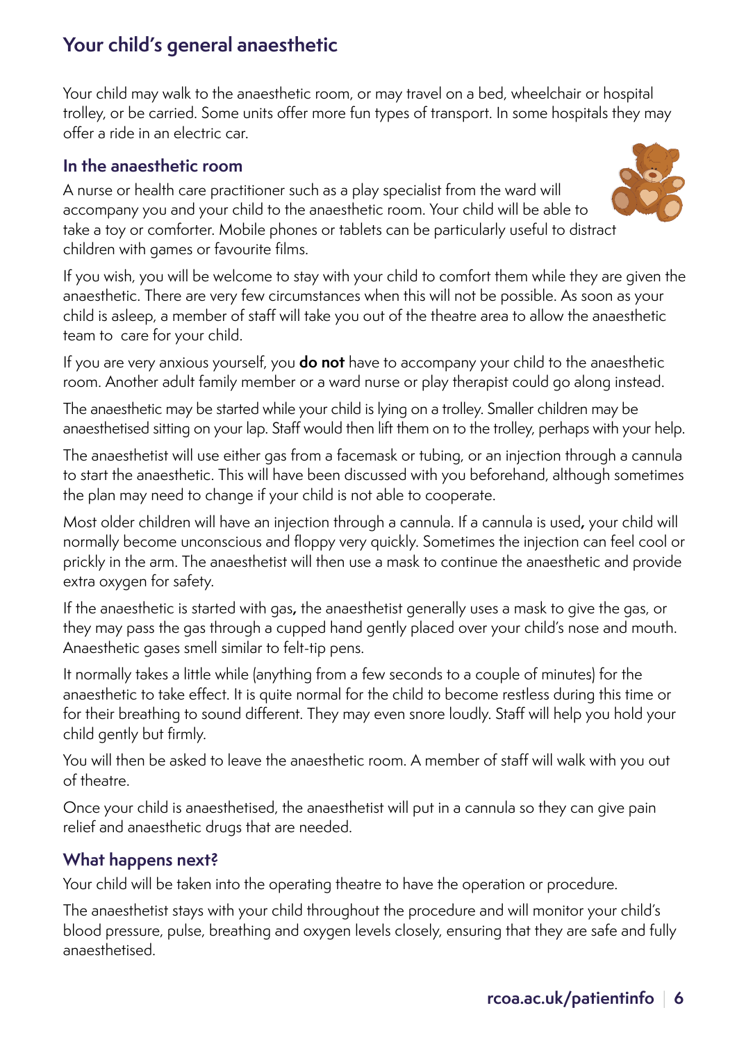## Your child's general anaesthetic

Your child may walk to the anaesthetic room, or may travel on a bed, wheelchair or hospital trolley, or be carried. Some units offer more fun types of transport. In some hospitals they may offer a ride in an electric car.

### In the anaesthetic room

A nurse or health care practitioner such as a play specialist from the ward will accompany you and your child to the anaesthetic room. Your child will be able to take a toy or comforter. Mobile phones or tablets can be particularly useful to distract children with games or favourite films.

If you wish, you will be welcome to stay with your child to comfort them while they are given the anaesthetic. There are very few circumstances when this will not be possible. As soon as your child is asleep, a member of staff will take you out of the theatre area to allow the anaesthetic team to care for your child.

If you are very anxious yourself, you **do not** have to accompany your child to the anaesthetic room. Another adult family member or a ward nurse or play therapist could go along instead.

The anaesthetic may be started while your child is lying on a trolley. Smaller children may be anaesthetised sitting on your lap. Staff would then lift them on to the trolley, perhaps with your help.

The anaesthetist will use either gas from a facemask or tubing, or an injection through a cannula to start the anaesthetic. This will have been discussed with you beforehand, although sometimes the plan may need to change if your child is not able to cooperate.

Most older children will have an injection through a cannula. If a cannula is used**,** your child will normally become unconscious and floppy very quickly. Sometimes the injection can feel cool or prickly in the arm. The anaesthetist will then use a mask to continue the anaesthetic and provide extra oxygen for safety.

If the anaesthetic is started with gas**,** the anaesthetist generally uses a mask to give the gas, or they may pass the gas through a cupped hand gently placed over your child's nose and mouth. Anaesthetic gases smell similar to felt-tip pens.

It normally takes a little while (anything from a few seconds to a couple of minutes) for the anaesthetic to take effect. It is quite normal for the child to become restless during this time or for their breathing to sound different. They may even snore loudly. Staff will help you hold your child gently but firmly.

You will then be asked to leave the anaesthetic room. A member of staff will walk with you out of theatre.

Once your child is anaesthetised, the anaesthetist will put in a cannula so they can give pain relief and anaesthetic drugs that are needed.

### What happens next?

Your child will be taken into the operating theatre to have the operation or procedure.

The anaesthetist stays with your child throughout the procedure and will monitor your child's blood pressure, pulse, breathing and oxygen levels closely, ensuring that they are safe and fully anaesthetised.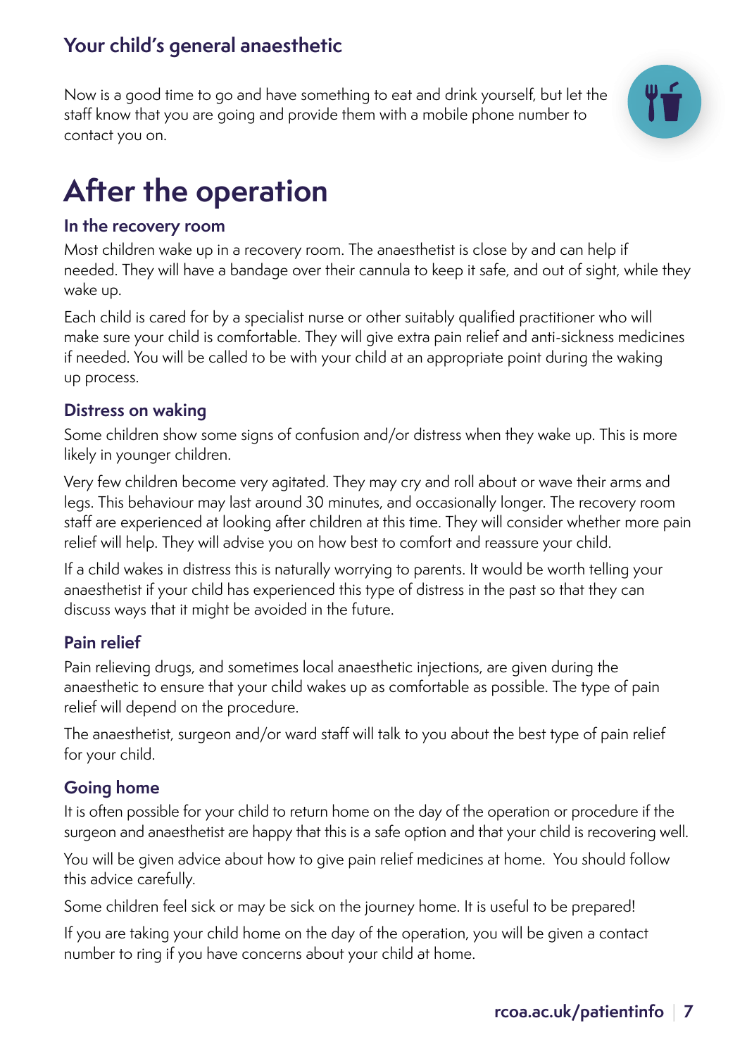### Your child's general anaesthetic

Now is a good time to go and have something to eat and drink yourself, but let the staff know that you are going and provide them with a mobile phone number to contact you on.

# After the operation

### In the recovery room

Most children wake up in a recovery room. The anaesthetist is close by and can help if needed. They will have a bandage over their cannula to keep it safe, and out of sight, while they wake up.

Each child is cared for by a specialist nurse or other suitably qualified practitioner who will make sure your child is comfortable. They will give extra pain relief and anti-sickness medicines if needed. You will be called to be with your child at an appropriate point during the waking up process.

### Distress on waking

Some children show some signs of confusion and/or distress when they wake up. This is more likely in younger children.

Very few children become very agitated. They may cry and roll about or wave their arms and legs. This behaviour may last around 30 minutes, and occasionally longer. The recovery room staff are experienced at looking after children at this time. They will consider whether more pain relief will help. They will advise you on how best to comfort and reassure your child.

If a child wakes in distress this is naturally worrying to parents. It would be worth telling your anaesthetist if your child has experienced this type of distress in the past so that they can discuss ways that it might be avoided in the future.

### Pain relief

Pain relieving drugs, and sometimes local anaesthetic injections, are given during the anaesthetic to ensure that your child wakes up as comfortable as possible. The type of pain relief will depend on the procedure.

The anaesthetist, surgeon and/or ward staff will talk to you about the best type of pain relief for your child.

### Going home

It is often possible for your child to return home on the day of the operation or procedure if the surgeon and anaesthetist are happy that this is a safe option and that your child is recovering well.

You will be given advice about how to give pain relief medicines at home. You should follow this advice carefully.

Some children feel sick or may be sick on the journey home. It is useful to be prepared!

If you are taking your child home on the day of the operation, you will be given a contact number to ring if you have concerns about your child at home.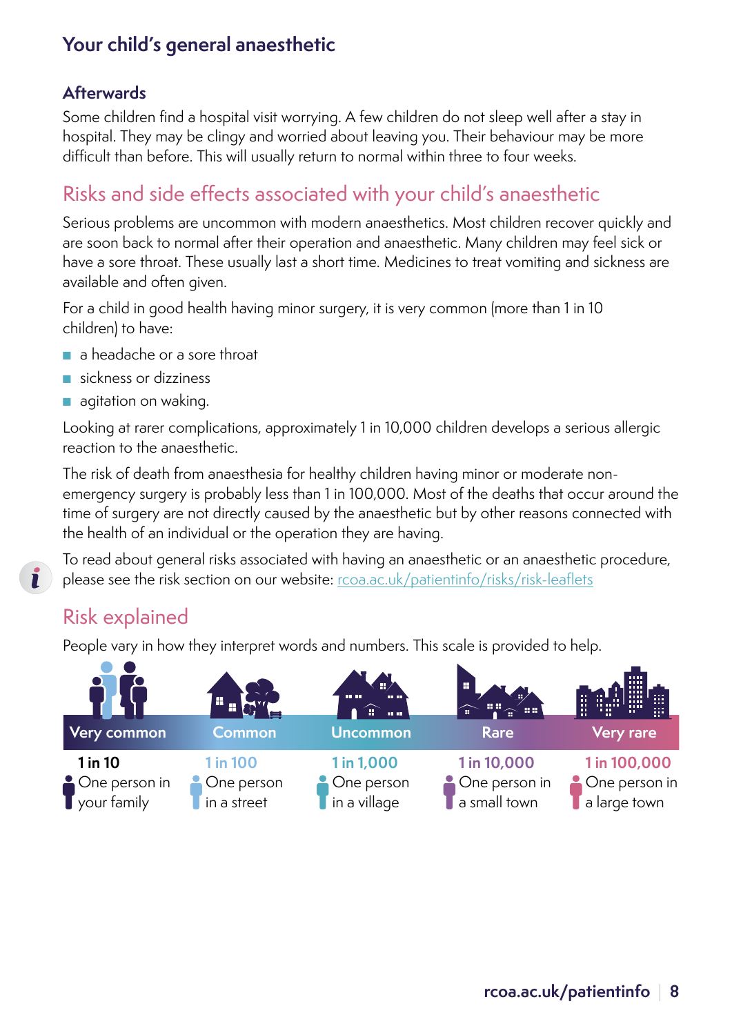## Your child's general anaesthetic

### Afterwards

Some children find a hospital visit worrying. A few children do not sleep well after a stay in hospital. They may be clingy and worried about leaving you. Their behaviour may be more difficult than before. This will usually return to normal within three to four weeks.

## Risks and side effects associated with your child's anaesthetic

Serious problems are uncommon with modern anaesthetics. Most children recover quickly and are soon back to normal after their operation and anaesthetic. Many children may feel sick or have a sore throat. These usually last a short time. Medicines to treat vomiting and sickness are available and often given.

For a child in good health having minor surgery, it is very common (more than 1 in 10 children) to have:

- a headache or a sore throat
- sickness or dizziness
- agitation on waking.

Looking at rarer complications, approximately 1 in 10,000 children develops a serious allergic reaction to the anaesthetic.

The risk of death from anaesthesia for healthy children having minor or moderate non-emergency surgery is probably less than 1 in 100,000. Most of the deaths that occur around the time of surgery are not directly caused by the anaesthetic but by other reasons connected with the health of an individual or the operation they are having.

To read about general risks associated with having an anaesthetic or an anaesthetic procedure, please see the risk section on our website: rcoa.ac.uk/patientinfo/risks/risk-leaflets

## Risk explained

People vary in how they interpret words and numbers. This scale is provided to help.

| Very common | Common | Uncommon | Rare | Very rare |
|---|---|---|---|---|
| 1 in 10 | 1 in 100 | 1 in 1,000 | 1 in 10,000 | 1 in 100,000 |
| One person in your family | One person in a street | One person in a village | One person in a small town | One person in a large town |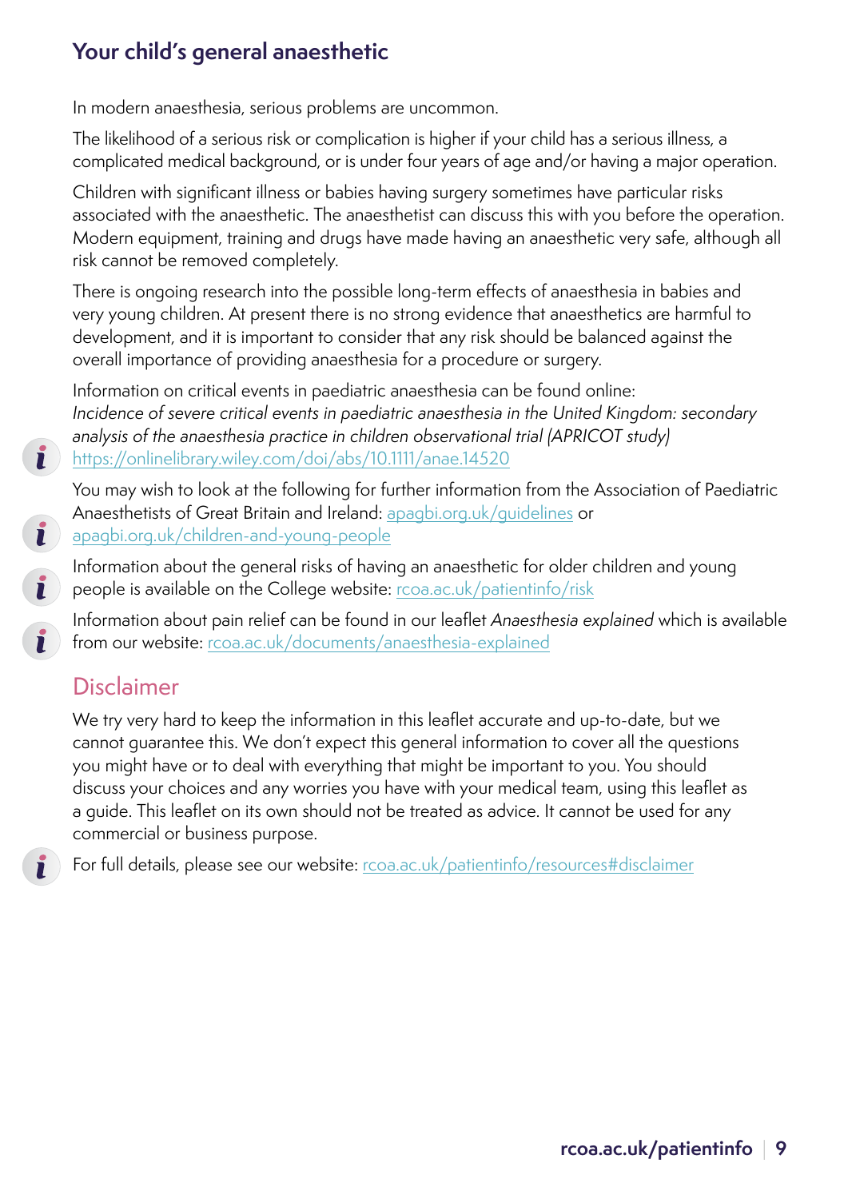## Your child's general anaesthetic

In modern anaesthesia, serious problems are uncommon.

The likelihood of a serious risk or complication is higher if your child has a serious illness, a complicated medical background, or is under four years of age and/or having a major operation.

Children with significant illness or babies having surgery sometimes have particular risks associated with the anaesthetic. The anaesthetist can discuss this with you before the operation. Modern equipment, training and drugs have made having an anaesthetic very safe, although all risk cannot be removed completely.

There is ongoing research into the possible long-term effects of anaesthesia in babies and very young children. At present there is no strong evidence that anaesthetics are harmful to development, and it is important to consider that any risk should be balanced against the overall importance of providing anaesthesia for a procedure or surgery.

Information on critical events in paediatric anaesthesia can be found online: *Incidence of severe critical events in paediatric anaesthesia in the United Kingdom: secondary analysis of the anaesthesia practice in children observational trial (APRICOT study)* https://onlinelibrary.wiley.com/doi/abs/10.1111/anae.14520

You may wish to look at the following for further information from the Association of Paediatric Anaesthetists of Great Britain and Ireland: apagbi.org.uk/guidelines or apagbi.org.uk/children-and-young-people

Information about the general risks of having an anaesthetic for older children and young people is available on the College website: rcoa.ac.uk/patientinfo/risk

Information about pain relief can be found in our leaflet *Anaesthesia explained* which is available from our website: rcoa.ac.uk/documents/anaesthesia-explained

## Disclaimer

We try very hard to keep the information in this leaflet accurate and up-to-date, but we cannot guarantee this. We don't expect this general information to cover all the questions you might have or to deal with everything that might be important to you. You should discuss your choices and any worries you have with your medical team, using this leaflet as a guide. This leaflet on its own should not be treated as advice. It cannot be used for any commercial or business purpose.

For full details, please see our website: rcoa.ac.uk/patientinfo/resources#disclaimer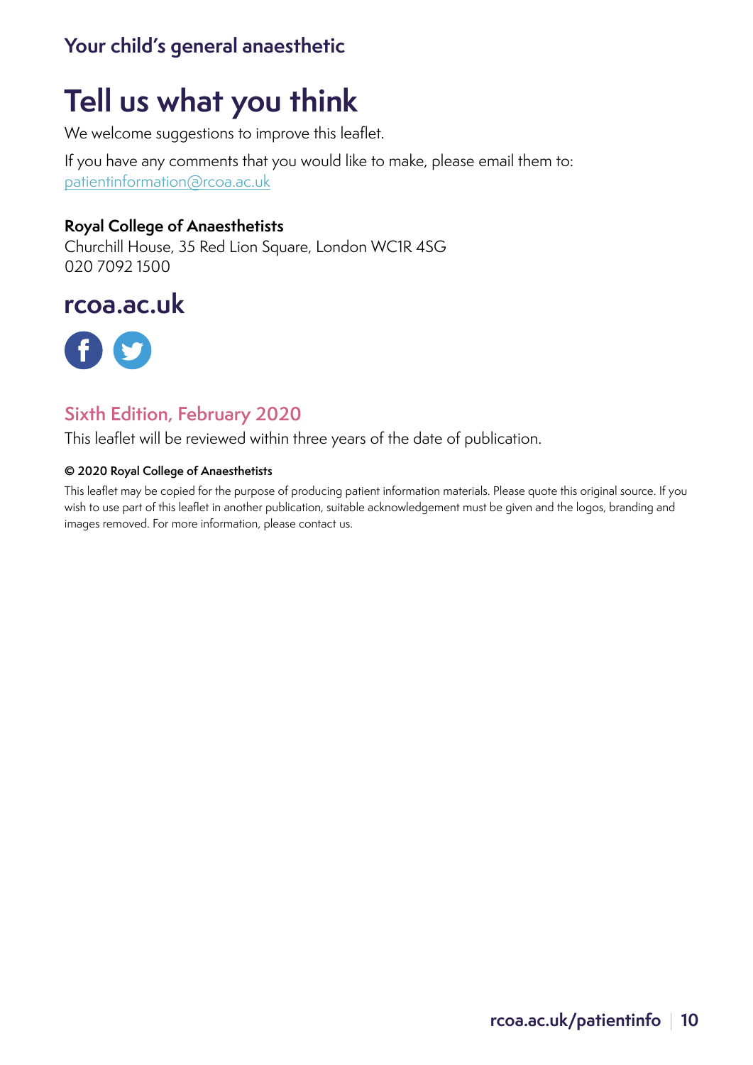# Tell us what you think

We welcome suggestions to improve this leaflet.

If you have any comments that you would like to make, please email them to:
patientinformation@rcoa.ac.uk

**Royal College of Anaesthetists**
Churchill House, 35 Red Lion Square, London WC1R 4SG
020 7092 1500

## rcoa.ac.uk

### Sixth Edition, February 2020

This leaflet will be reviewed within three years of the date of publication.

**© 2020 Royal College of Anaesthetists**

This leaflet may be copied for the purpose of producing patient information materials. Please quote this original source. If you wish to use part of this leaflet in another publication, suitable acknowledgement must be given and the logos, branding and images removed. For more information, please contact us.